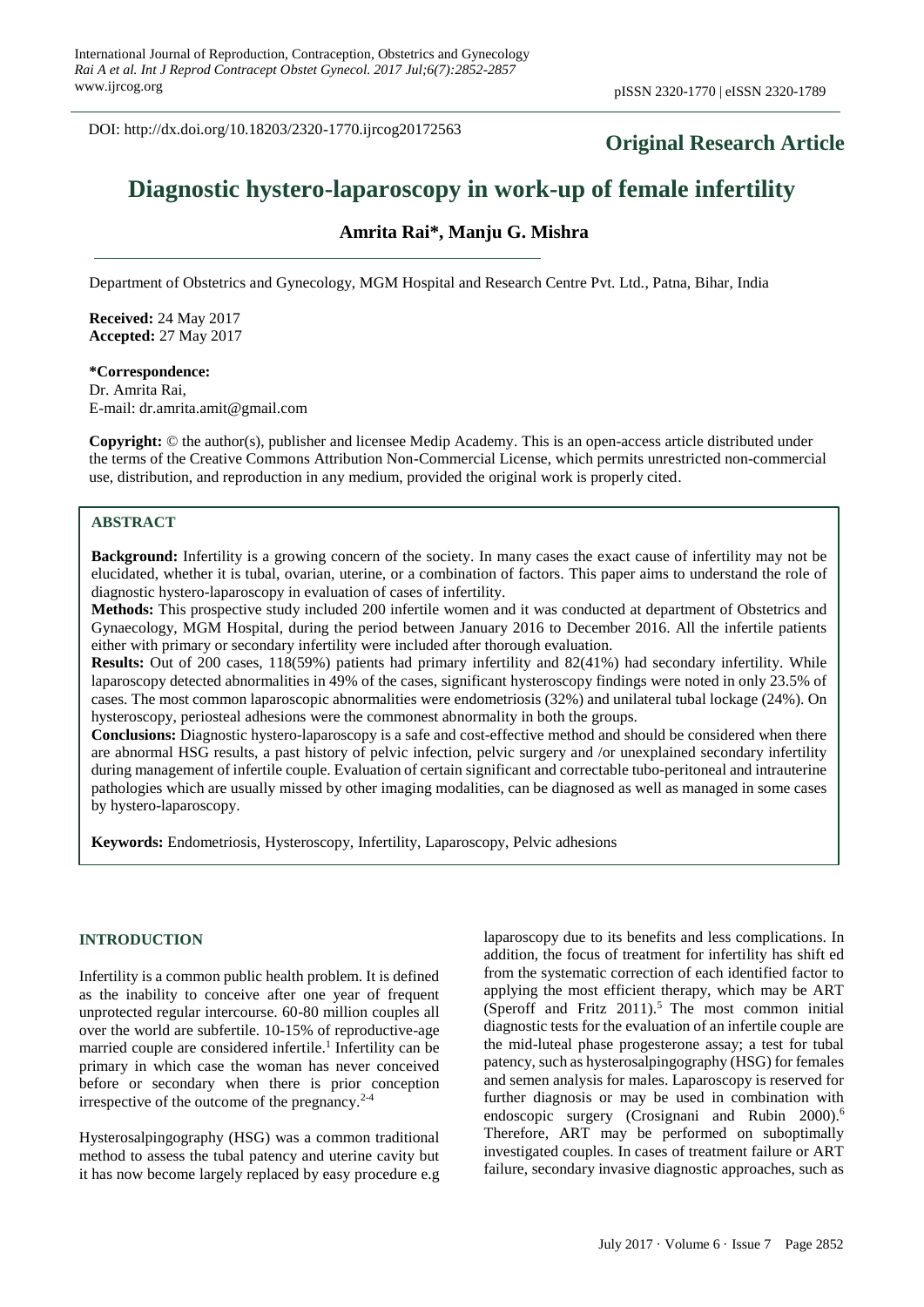DOI: http://dx.doi.org/10.18203/2320-1770.ijrcog20172563

**Original Research Article**

# Diagnostic hystero-laparoscopy in work-up of female infertility

**Amrita Rai\*, Manju G. Mishra**

Department of Obstetrics and Gynecology, MGM Hospital and Research Centre Pvt. Ltd., Patna, Bihar, India

**Received:** 24 May 2017
**Accepted:** 27 May 2017

**\*Correspondence:**
Dr. Amrita Rai,
E-mail: dr.amrita.amit@gmail.com

**Copyright:** © the author(s), publisher and licensee Medip Academy. This is an open-access article distributed under the terms of the Creative Commons Attribution Non-Commercial License, which permits unrestricted non-commercial use, distribution, and reproduction in any medium, provided the original work is properly cited.

## ABSTRACT

**Background:** Infertility is a growing concern of the society. In many cases the exact cause of infertility may not be elucidated, whether it is tubal, ovarian, uterine, or a combination of factors. This paper aims to understand the role of diagnostic hystero-laparoscopy in evaluation of cases of infertility.

**Methods:** This prospective study included 200 infertile women and it was conducted at department of Obstetrics and Gynaecology, MGM Hospital, during the period between January 2016 to December 2016. All the infertile patients either with primary or secondary infertility were included after thorough evaluation.

**Results:** Out of 200 cases, 118(59%) patients had primary infertility and 82(41%) had secondary infertility. While laparoscopy detected abnormalities in 49% of the cases, significant hysteroscopy findings were noted in only 23.5% of cases. The most common laparoscopic abnormalities were endometriosis (32%) and unilateral tubal lockage (24%). On hysteroscopy, periosteal adhesions were the commonest abnormality in both the groups.

**Conclusions:** Diagnostic hystero-laparoscopy is a safe and cost-effective method and should be considered when there are abnormal HSG results, a past history of pelvic infection, pelvic surgery and /or unexplained secondary infertility during management of infertile couple. Evaluation of certain significant and correctable tubo-peritoneal and intrauterine pathologies which are usually missed by other imaging modalities, can be diagnosed as well as managed in some cases by hystero-laparoscopy.

**Keywords:** Endometriosis, Hysteroscopy, Infertility, Laparoscopy, Pelvic adhesions

## INTRODUCTION

Infertility is a common public health problem. It is defined as the inability to conceive after one year of frequent unprotected regular intercourse. 60-80 million couples all over the world are subfertile. 10-15% of reproductive-age married couple are considered infertile.[1] Infertility can be primary in which case the woman has never conceived before or secondary when there is prior conception irrespective of the outcome of the pregnancy.[2-4]

Hysterosalpingography (HSG) was a common traditional method to assess the tubal patency and uterine cavity but it has now become largely replaced by easy procedure e.g laparoscopy due to its benefits and less complications. In addition, the focus of treatment for infertility has shift ed from the systematic correction of each identified factor to applying the most efficient therapy, which may be ART (Speroff and Fritz 2011).[5] The most common initial diagnostic tests for the evaluation of an infertile couple are the mid-luteal phase progesterone assay; a test for tubal patency, such as hysterosalpingography (HSG) for females and semen analysis for males. Laparoscopy is reserved for further diagnosis or may be used in combination with endoscopic surgery (Crosignani and Rubin 2000).[6] Therefore, ART may be performed on suboptimally investigated couples. In cases of treatment failure or ART failure, secondary invasive diagnostic approaches, such as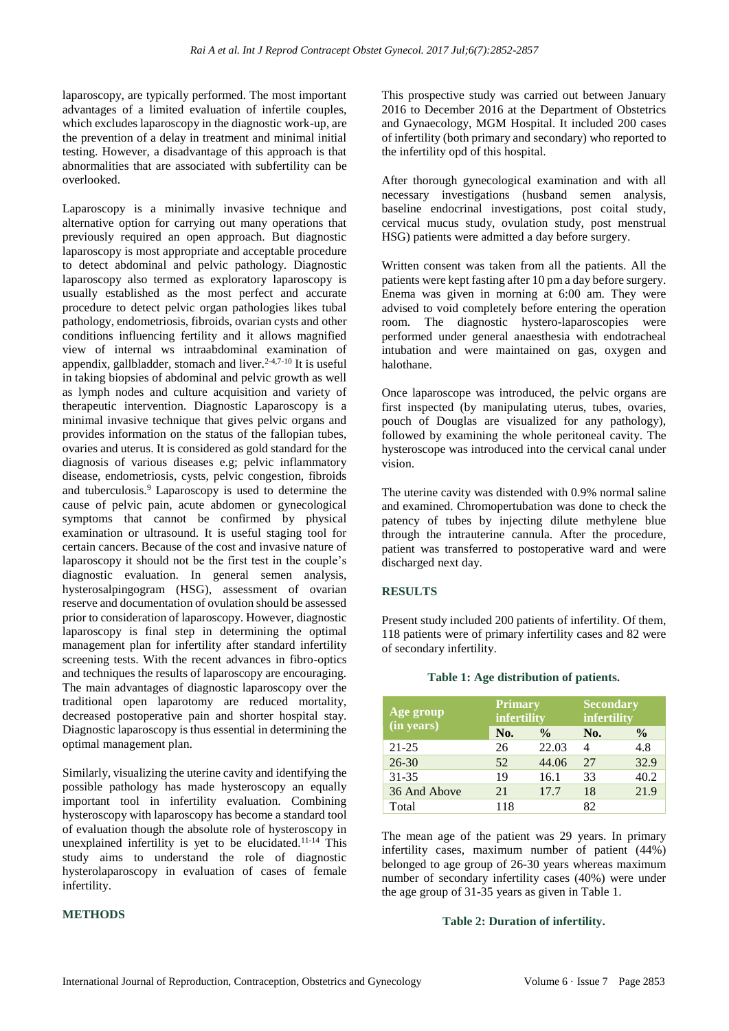laparoscopy, are typically performed. The most important advantages of a limited evaluation of infertile couples, which excludes laparoscopy in the diagnostic work-up, are the prevention of a delay in treatment and minimal initial testing. However, a disadvantage of this approach is that abnormalities that are associated with subfertility can be overlooked.

Laparoscopy is a minimally invasive technique and alternative option for carrying out many operations that previously required an open approach. But diagnostic laparoscopy is most appropriate and acceptable procedure to detect abdominal and pelvic pathology. Diagnostic laparoscopy also termed as exploratory laparoscopy is usually established as the most perfect and accurate procedure to detect pelvic organ pathologies likes tubal pathology, endometriosis, fibroids, ovarian cysts and other conditions influencing fertility and it allows magnified view of internal ws intraabdominal examination of appendix, gallbladder, stomach and liver.[2-4,7-10] It is useful in taking biopsies of abdominal and pelvic growth as well as lymph nodes and culture acquisition and variety of therapeutic intervention. Diagnostic Laparoscopy is a minimal invasive technique that gives pelvic organs and provides information on the status of the fallopian tubes, ovaries and uterus. It is considered as gold standard for the diagnosis of various diseases e.g; pelvic inflammatory disease, endometriosis, cysts, pelvic congestion, fibroids and tuberculosis.[9] Laparoscopy is used to determine the cause of pelvic pain, acute abdomen or gynecological symptoms that cannot be confirmed by physical examination or ultrasound. It is useful staging tool for certain cancers. Because of the cost and invasive nature of laparoscopy it should not be the first test in the couple's diagnostic evaluation. In general semen analysis, hysterosalpingogram (HSG), assessment of ovarian reserve and documentation of ovulation should be assessed prior to consideration of laparoscopy. However, diagnostic laparoscopy is final step in determining the optimal management plan for infertility after standard infertility screening tests. With the recent advances in fibro-optics and techniques the results of laparoscopy are encouraging. The main advantages of diagnostic laparoscopy over the traditional open laparotomy are reduced mortality, decreased postoperative pain and shorter hospital stay. Diagnostic laparoscopy is thus essential in determining the optimal management plan.

Similarly, visualizing the uterine cavity and identifying the possible pathology has made hysteroscopy an equally important tool in infertility evaluation. Combining hysteroscopy with laparoscopy has become a standard tool of evaluation though the absolute role of hysteroscopy in unexplained infertility is yet to be elucidated.[11-14] This study aims to understand the role of diagnostic hysterolaparoscopy in evaluation of cases of female infertility.

## METHODS

This prospective study was carried out between January 2016 to December 2016 at the Department of Obstetrics and Gynaecology, MGM Hospital. It included 200 cases of infertility (both primary and secondary) who reported to the infertility opd of this hospital.

After thorough gynecological examination and with all necessary investigations (husband semen analysis, baseline endocrinal investigations, post coital study, cervical mucus study, ovulation study, post menstrual HSG) patients were admitted a day before surgery.

Written consent was taken from all the patients. All the patients were kept fasting after 10 pm a day before surgery. Enema was given in morning at 6:00 am. They were advised to void completely before entering the operation room. The diagnostic hystero-laparoscopies were performed under general anaesthesia with endotracheal intubation and were maintained on gas, oxygen and halothane.

Once laparoscope was introduced, the pelvic organs are first inspected (by manipulating uterus, tubes, ovaries, pouch of Douglas are visualized for any pathology), followed by examining the whole peritoneal cavity. The hysteroscope was introduced into the cervical canal under vision.

The uterine cavity was distended with 0.9% normal saline and examined. Chromopertubation was done to check the patency of tubes by injecting dilute methylene blue through the intrauterine cannula. After the procedure, patient was transferred to postoperative ward and were discharged next day.

## RESULTS

Present study included 200 patients of infertility. Of them, 118 patients were of primary infertility cases and 82 were of secondary infertility.

**Table 1: Age distribution of patients.**

| Age group (in years) | Primary infertility | | Secondary infertility | |
|---|---|---|---|---|
| | No. | % | No. | % |
| 21-25 | 26 | 22.03 | 4 | 4.8 |
| 26-30 | 52 | 44.06 | 27 | 32.9 |
| 31-35 | 19 | 16.1 | 33 | 40.2 |
| 36 And Above | 21 | 17.7 | 18 | 21.9 |
| Total | 118 | | 82 | |

The mean age of the patient was 29 years. In primary infertility cases, maximum number of patient (44%) belonged to age group of 26-30 years whereas maximum number of secondary infertility cases (40%) were under the age group of 31-35 years as given in Table 1.

**Table 2: Duration of infertility.**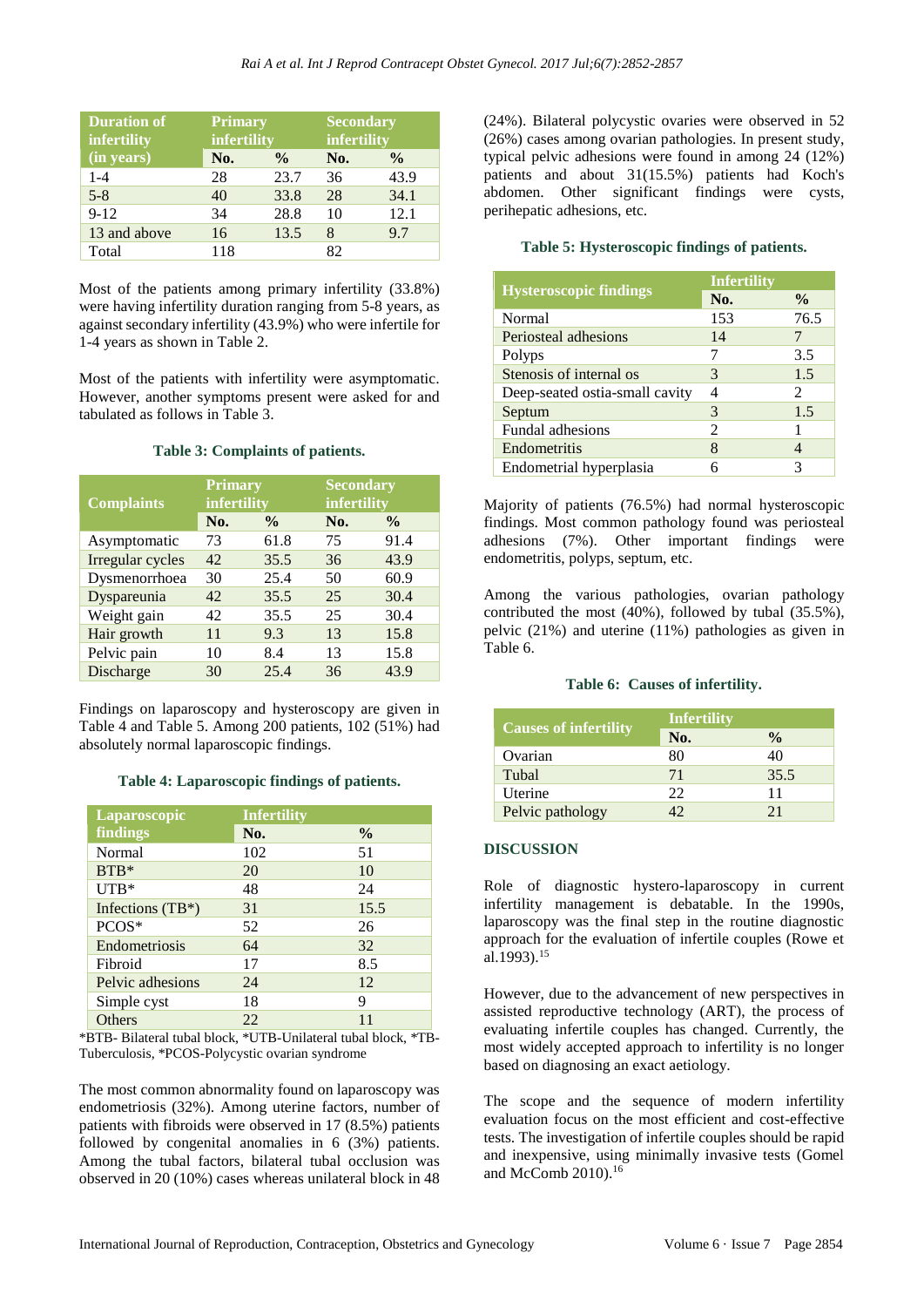| Duration of infertility (in years) | Primary infertility | | Secondary infertility | |
|---|---|---|---|---|
| | No. | % | No. | % |
| 1-4 | 28 | 23.7 | 36 | 43.9 |
| 5-8 | 40 | 33.8 | 28 | 34.1 |
| 9-12 | 34 | 28.8 | 10 | 12.1 |
| 13 and above | 16 | 13.5 | 8 | 9.7 |
| Total | 118 | | 82 | |

Most of the patients among primary infertility (33.8%) were having infertility duration ranging from 5-8 years, as against secondary infertility (43.9%) who were infertile for 1-4 years as shown in Table 2.

Most of the patients with infertility were asymptomatic. However, another symptoms present were asked for and tabulated as follows in Table 3.

**Table 3: Complaints of patients.**

| Complaints | Primary infertility | | Secondary infertility | |
|---|---|---|---|---|
| | No. | % | No. | % |
| Asymptomatic | 73 | 61.8 | 75 | 91.4 |
| Irregular cycles | 42 | 35.5 | 36 | 43.9 |
| Dysmenorrhoea | 30 | 25.4 | 50 | 60.9 |
| Dyspareunia | 42 | 35.5 | 25 | 30.4 |
| Weight gain | 42 | 35.5 | 25 | 30.4 |
| Hair growth | 11 | 9.3 | 13 | 15.8 |
| Pelvic pain | 10 | 8.4 | 13 | 15.8 |
| Discharge | 30 | 25.4 | 36 | 43.9 |

Findings on laparoscopy and hysteroscopy are given in Table 4 and Table 5. Among 200 patients, 102 (51%) had absolutely normal laparoscopic findings.

**Table 4: Laparoscopic findings of patients.**

| Laparoscopic findings | Infertility | |
|---|---|---|
| | No. | % |
| Normal | 102 | 51 |
| BTB* | 20 | 10 |
| UTB* | 48 | 24 |
| Infections (TB*) | 31 | 15.5 |
| PCOS* | 52 | 26 |
| Endometriosis | 64 | 32 |
| Fibroid | 17 | 8.5 |
| Pelvic adhesions | 24 | 12 |
| Simple cyst | 18 | 9 |
| Others | 22 | 11 |

*BTB- Bilateral tubal block, *UTB-Unilateral tubal block, *TB-Tuberculosis, *PCOS-Polycystic ovarian syndrome

The most common abnormality found on laparoscopy was endometriosis (32%). Among uterine factors, number of patients with fibroids were observed in 17 (8.5%) patients followed by congenital anomalies in 6 (3%) patients. Among the tubal factors, bilateral tubal occlusion was observed in 20 (10%) cases whereas unilateral block in 48 (24%). Bilateral polycystic ovaries were observed in 52 (26%) cases among ovarian pathologies. In present study, typical pelvic adhesions were found in among 24 (12%) patients and about 31(15.5%) patients had Koch's abdomen. Other significant findings were cysts, perihepatic adhesions, etc.

**Table 5: Hysteroscopic findings of patients.**

| Hysteroscopic findings | Infertility | |
|---|---|---|
| | No. | % |
| Normal | 153 | 76.5 |
| Periosteal adhesions | 14 | 7 |
| Polyps | 7 | 3.5 |
| Stenosis of internal os | 3 | 1.5 |
| Deep-seated ostia-small cavity | 4 | 2 |
| Septum | 3 | 1.5 |
| Fundal adhesions | 2 | 1 |
| Endometritis | 8 | 4 |
| Endometrial hyperplasia | 6 | 3 |

Majority of patients (76.5%) had normal hysteroscopic findings. Most common pathology found was periosteal adhesions (7%). Other important findings were endometritis, polyps, septum, etc.

Among the various pathologies, ovarian pathology contributed the most (40%), followed by tubal (35.5%), pelvic (21%) and uterine (11%) pathologies as given in Table 6.

**Table 6: Causes of infertility.**

| Causes of infertility | Infertility | |
|---|---|---|
| | No. | % |
| Ovarian | 80 | 40 |
| Tubal | 71 | 35.5 |
| Uterine | 22 | 11 |
| Pelvic pathology | 42 | 21 |

## DISCUSSION

Role of diagnostic hystero-laparoscopy in current infertility management is debatable. In the 1990s, laparoscopy was the final step in the routine diagnostic approach for the evaluation of infertile couples (Rowe et al.1993).[15]

However, due to the advancement of new perspectives in assisted reproductive technology (ART), the process of evaluating infertile couples has changed. Currently, the most widely accepted approach to infertility is no longer based on diagnosing an exact aetiology.

The scope and the sequence of modern infertility evaluation focus on the most efficient and cost-effective tests. The investigation of infertile couples should be rapid and inexpensive, using minimally invasive tests (Gomel and McComb 2010).[16]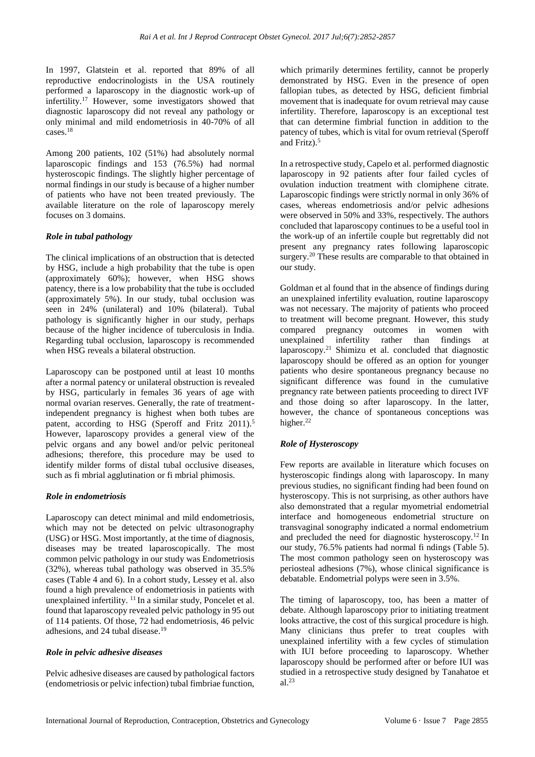In 1997, Glatstein et al. reported that 89% of all reproductive endocrinologists in the USA routinely performed a laparoscopy in the diagnostic work-up of infertility.[17] However, some investigators showed that diagnostic laparoscopy did not reveal any pathology or only minimal and mild endometriosis in 40-70% of all cases.[18]

Among 200 patients, 102 (51%) had absolutely normal laparoscopic findings and 153 (76.5%) had normal hysteroscopic findings. The slightly higher percentage of normal findings in our study is because of a higher number of patients who have not been treated previously. The available literature on the role of laparoscopy merely focuses on 3 domains.

### *Role in tubal pathology*

The clinical implications of an obstruction that is detected by HSG, include a high probability that the tube is open (approximately 60%); however, when HSG shows patency, there is a low probability that the tube is occluded (approximately 5%). In our study, tubal occlusion was seen in 24% (unilateral) and 10% (bilateral). Tubal pathology is significantly higher in our study, perhaps because of the higher incidence of tuberculosis in India. Regarding tubal occlusion, laparoscopy is recommended when HSG reveals a bilateral obstruction.

Laparoscopy can be postponed until at least 10 months after a normal patency or unilateral obstruction is revealed by HSG, particularly in females 36 years of age with normal ovarian reserves. Generally, the rate of treatment-independent pregnancy is highest when both tubes are patent, according to HSG (Speroff and Fritz 2011).[5] However, laparoscopy provides a general view of the pelvic organs and any bowel and/or pelvic peritoneal adhesions; therefore, this procedure may be used to identify milder forms of distal tubal occlusive diseases, such as fi mbrial agglutination or fi mbrial phimosis.

### *Role in endometriosis*

Laparoscopy can detect minimal and mild endometriosis, which may not be detected on pelvic ultrasonography (USG) or HSG. Most importantly, at the time of diagnosis, diseases may be treated laparoscopically. The most common pelvic pathology in our study was Endometriosis (32%), whereas tubal pathology was observed in 35.5% cases (Table 4 and 6). In a cohort study, Lessey et al. also found a high prevalence of endometriosis in patients with unexplained infertility. [11] In a similar study, Poncelet et al. found that laparoscopy revealed pelvic pathology in 95 out of 114 patients. Of those, 72 had endometriosis, 46 pelvic adhesions, and 24 tubal disease.[19]

### *Role in pelvic adhesive diseases*

Pelvic adhesive diseases are caused by pathological factors (endometriosis or pelvic infection) tubal fimbriae function, which primarily determines fertility, cannot be properly demonstrated by HSG. Even in the presence of open fallopian tubes, as detected by HSG, deficient fimbrial movement that is inadequate for ovum retrieval may cause infertility. Therefore, laparoscopy is an exceptional test that can determine fimbrial function in addition to the patency of tubes, which is vital for ovum retrieval (Speroff and Fritz).[5]

In a retrospective study, Capelo et al. performed diagnostic laparoscopy in 92 patients after four failed cycles of ovulation induction treatment with clomiphene citrate. Laparoscopic findings were strictly normal in only 36% of cases, whereas endometriosis and/or pelvic adhesions were observed in 50% and 33%, respectively. The authors concluded that laparoscopy continues to be a useful tool in the work-up of an infertile couple but regrettably did not present any pregnancy rates following laparoscopic surgery.[20] These results are comparable to that obtained in our study.

Goldman et al found that in the absence of findings during an unexplained infertility evaluation, routine laparoscopy was not necessary. The majority of patients who proceed to treatment will become pregnant. However, this study compared pregnancy outcomes in women with unexplained infertility rather than findings at laparoscopy.[21] Shimizu et al. concluded that diagnostic laparoscopy should be offered as an option for younger patients who desire spontaneous pregnancy because no significant difference was found in the cumulative pregnancy rate between patients proceeding to direct IVF and those doing so after laparoscopy. In the latter, however, the chance of spontaneous conceptions was higher.[22]

### *Role of Hysteroscopy*

Few reports are available in literature which focuses on hysteroscopic findings along with laparoscopy. In many previous studies, no significant finding had been found on hysteroscopy. This is not surprising, as other authors have also demonstrated that a regular myometrial endometrial interface and homogeneous endometrial structure on transvaginal sonography indicated a normal endometrium and precluded the need for diagnostic hysteroscopy.[12] In our study, 76.5% patients had normal fi ndings (Table 5). The most common pathology seen on hysteroscopy was periosteal adhesions (7%), whose clinical significance is debatable. Endometrial polyps were seen in 3.5%.

The timing of laparoscopy, too, has been a matter of debate. Although laparoscopy prior to initiating treatment looks attractive, the cost of this surgical procedure is high. Many clinicians thus prefer to treat couples with unexplained infertility with a few cycles of stimulation with IUI before proceeding to laparoscopy. Whether laparoscopy should be performed after or before IUI was studied in a retrospective study designed by Tanahatoe et al.[23]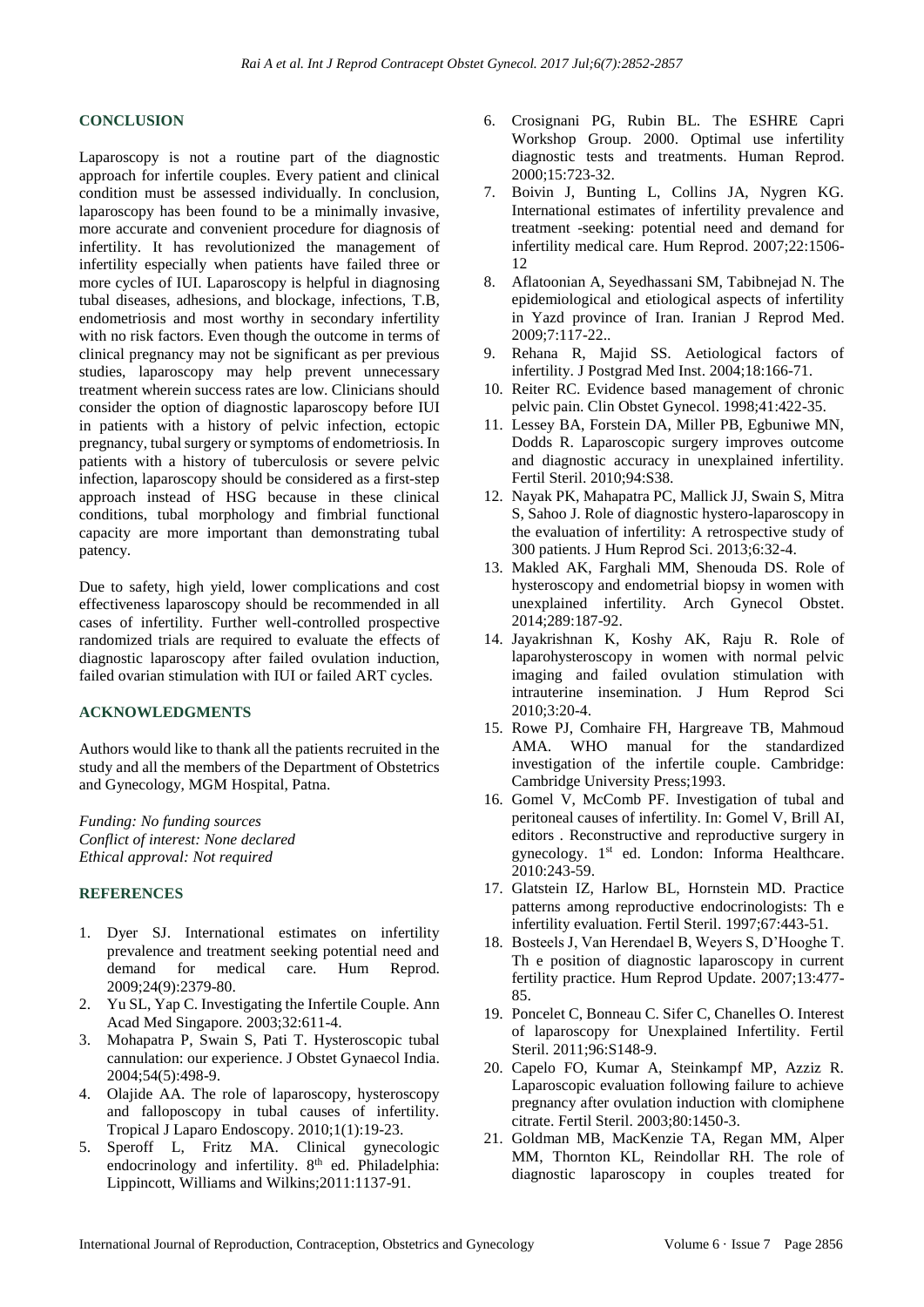## CONCLUSION

Laparoscopy is not a routine part of the diagnostic approach for infertile couples. Every patient and clinical condition must be assessed individually. In conclusion, laparoscopy has been found to be a minimally invasive, more accurate and convenient procedure for diagnosis of infertility. It has revolutionized the management of infertility especially when patients have failed three or more cycles of IUI. Laparoscopy is helpful in diagnosing tubal diseases, adhesions, and blockage, infections, T.B, endometriosis and most worthy in secondary infertility with no risk factors. Even though the outcome in terms of clinical pregnancy may not be significant as per previous studies, laparoscopy may help prevent unnecessary treatment wherein success rates are low. Clinicians should consider the option of diagnostic laparoscopy before IUI in patients with a history of pelvic infection, ectopic pregnancy, tubal surgery or symptoms of endometriosis. In patients with a history of tuberculosis or severe pelvic infection, laparoscopy should be considered as a first-step approach instead of HSG because in these clinical conditions, tubal morphology and fimbrial functional capacity are more important than demonstrating tubal patency.

Due to safety, high yield, lower complications and cost effectiveness laparoscopy should be recommended in all cases of infertility. Further well-controlled prospective randomized trials are required to evaluate the effects of diagnostic laparoscopy after failed ovulation induction, failed ovarian stimulation with IUI or failed ART cycles.

## ACKNOWLEDGMENTS

Authors would like to thank all the patients recruited in the study and all the members of the Department of Obstetrics and Gynecology, MGM Hospital, Patna.

*Funding: No funding sources*
*Conflict of interest: None declared*
*Ethical approval: Not required*

## REFERENCES

1. Dyer SJ. International estimates on infertility prevalence and treatment seeking potential need and demand for medical care. Hum Reprod. 2009;24(9):2379-80.
2. Yu SL, Yap C. Investigating the Infertile Couple. Ann Acad Med Singapore. 2003;32:611-4.
3. Mohapatra P, Swain S, Pati T. Hysteroscopic tubal cannulation: our experience. J Obstet Gynaecol India. 2004;54(5):498-9.
4. Olajide AA. The role of laparoscopy, hysteroscopy and falloposcopy in tubal causes of infertility. Tropical J Laparo Endoscopy. 2010;1(1):19-23.
5. Speroff L, Fritz MA. Clinical gynecologic endocrinology and infertility. 8th ed. Philadelphia: Lippincott, Williams and Wilkins;2011:1137-91.
6. Crosignani PG, Rubin BL. The ESHRE Capri Workshop Group. 2000. Optimal use infertility diagnostic tests and treatments. Human Reprod. 2000;15:723-32.
7. Boivin J, Bunting L, Collins JA, Nygren KG. International estimates of infertility prevalence and treatment -seeking: potential need and demand for infertility medical care. Hum Reprod. 2007;22:1506-12
8. Aflatoonian A, Seyedhassani SM, Tabibnejad N. The epidemiological and etiological aspects of infertility in Yazd province of Iran. Iranian J Reprod Med. 2009;7:117-22..
9. Rehana R, Majid SS. Aetiological factors of infertility. J Postgrad Med Inst. 2004;18:166-71.
10. Reiter RC. Evidence based management of chronic pelvic pain. Clin Obstet Gynecol. 1998;41:422-35.
11. Lessey BA, Forstein DA, Miller PB, Egbuniwe MN, Dodds R. Laparoscopic surgery improves outcome and diagnostic accuracy in unexplained infertility. Fertil Steril. 2010;94:S38.
12. Nayak PK, Mahapatra PC, Mallick JJ, Swain S, Mitra S, Sahoo J. Role of diagnostic hystero-laparoscopy in the evaluation of infertility: A retrospective study of 300 patients. J Hum Reprod Sci. 2013;6:32-4.
13. Makled AK, Farghali MM, Shenouda DS. Role of hysteroscopy and endometrial biopsy in women with unexplained infertility. Arch Gynecol Obstet. 2014;289:187-92.
14. Jayakrishnan K, Koshy AK, Raju R. Role of laparohysteroscopy in women with normal pelvic imaging and failed ovulation stimulation with intrauterine insemination. J Hum Reprod Sci 2010;3:20-4.
15. Rowe PJ, Comhaire FH, Hargreave TB, Mahmoud AMA. WHO manual for the standardized investigation of the infertile couple. Cambridge: Cambridge University Press;1993.
16. Gomel V, McComb PF. Investigation of tubal and peritoneal causes of infertility. In: Gomel V, Brill AI, editors . Reconstructive and reproductive surgery in gynecology. 1st ed. London: Informa Healthcare. 2010:243-59.
17. Glatstein IZ, Harlow BL, Hornstein MD. Practice patterns among reproductive endocrinologists: Th e infertility evaluation. Fertil Steril. 1997;67:443-51.
18. Bosteels J, Van Herendael B, Weyers S, D'Hooghe T. Th e position of diagnostic laparoscopy in current fertility practice. Hum Reprod Update. 2007;13:477-85.
19. Poncelet C, Bonneau C. Sifer C, Chanelles O. Interest of laparoscopy for Unexplained Infertility. Fertil Steril. 2011;96:S148-9.
20. Capelo FO, Kumar A, Steinkampf MP, Azziz R. Laparoscopic evaluation following failure to achieve pregnancy after ovulation induction with clomiphene citrate. Fertil Steril. 2003;80:1450-3.
21. Goldman MB, MacKenzie TA, Regan MM, Alper MM, Thornton KL, Reindollar RH. The role of diagnostic laparoscopy in couples treated for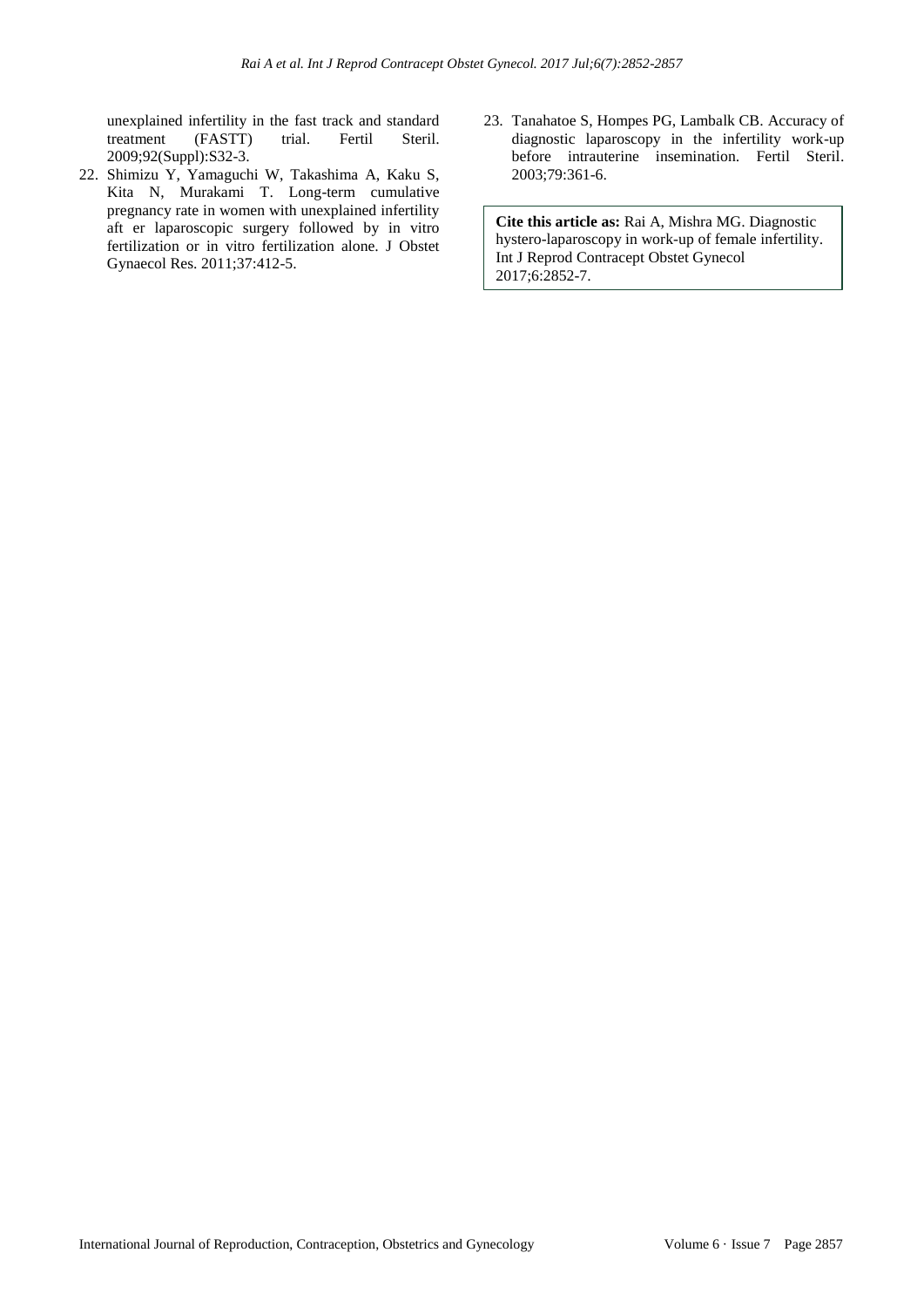unexplained infertility in the fast track and standard treatment (FASTT) trial. Fertil Steril. 2009;92(Suppl):S32-3.

22. Shimizu Y, Yamaguchi W, Takashima A, Kaku S, Kita N, Murakami T. Long-term cumulative pregnancy rate in women with unexplained infertility aft er laparoscopic surgery followed by in vitro fertilization or in vitro fertilization alone. J Obstet Gynaecol Res. 2011;37:412-5.

23. Tanahatoe S, Hompes PG, Lambalk CB. Accuracy of diagnostic laparoscopy in the infertility work-up before intrauterine insemination. Fertil Steril. 2003;79:361-6.

**Cite this article as:** Rai A, Mishra MG. Diagnostic hystero-laparoscopy in work-up of female infertility. Int J Reprod Contracept Obstet Gynecol 2017;6:2852-7.